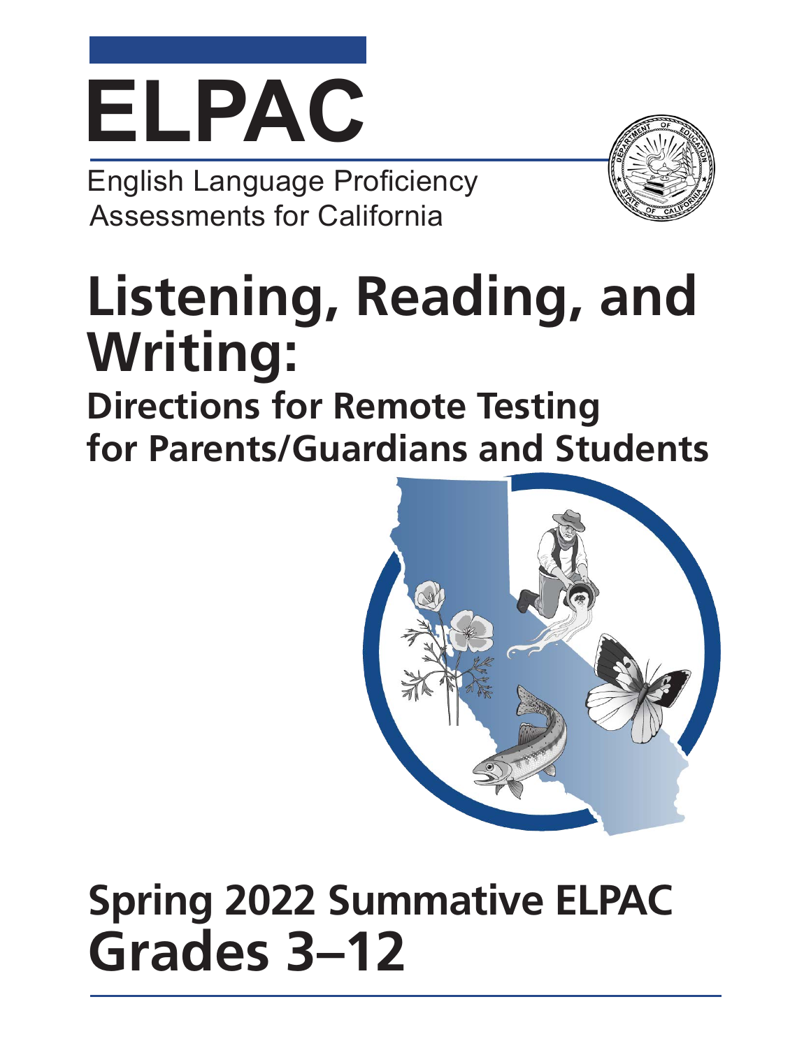# ELPAC

English Language Proficiency Assessments for California

# Listening, Reading, and Writing:

## Directions for Remote Testing for Parents/Guardians and Students

## Spring 2022 Summative ELPAC

## Grades 3–12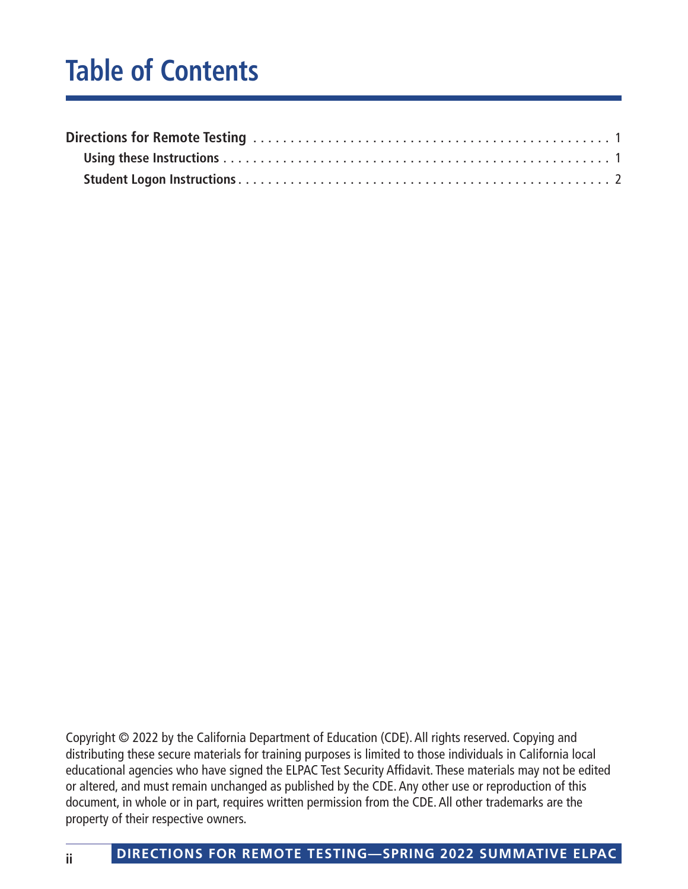# Table of Contents

**Directions for Remote Testing** . . . . . . . . . . . . . . . . . . . . . . . . . . . . . . . . . . . . . . . . . . . . . 1

- **Using these Instructions** . . . . . . . . . . . . . . . . . . . . . . . . . . . . . . . . . . . . . . . . . . . . . . . . 1
- **Student Logon Instructions** . . . . . . . . . . . . . . . . . . . . . . . . . . . . . . . . . . . . . . . . . . . . . . 2

Copyright © 2022 by the California Department of Education (CDE). All rights reserved. Copying and distributing these secure materials for training purposes is limited to those individuals in California local educational agencies who have signed the ELPAC Test Security Affidavit. These materials may not be edited or altered, and must remain unchanged as published by the CDE. Any other use or reproduction of this document, in whole or in part, requires written permission from the CDE. All other trademarks are the property of their respective owners.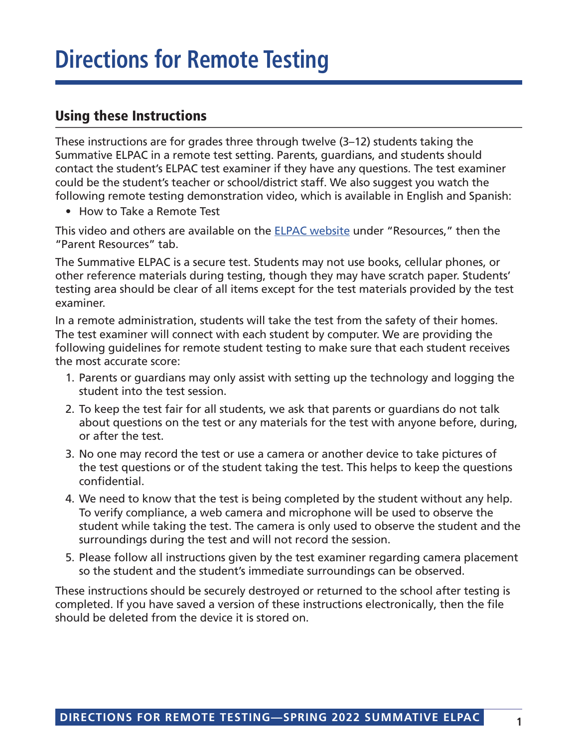# Directions for Remote Testing

## Using these Instructions

These instructions are for grades three through twelve (3–12) students taking the Summative ELPAC in a remote test setting. Parents, guardians, and students should contact the student's ELPAC test examiner if they have any questions. The test examiner could be the student's teacher or school/district staff. We also suggest you watch the following remote testing demonstration video, which is available in English and Spanish:

- How to Take a Remote Test

This video and others are available on the ELPAC website under "Resources," then the "Parent Resources" tab.

The Summative ELPAC is a secure test. Students may not use books, cellular phones, or other reference materials during testing, though they may have scratch paper. Students' testing area should be clear of all items except for the test materials provided by the test examiner.

In a remote administration, students will take the test from the safety of their homes. The test examiner will connect with each student by computer. We are providing the following guidelines for remote student testing to make sure that each student receives the most accurate score:

1. Parents or guardians may only assist with setting up the technology and logging the student into the test session.
2. To keep the test fair for all students, we ask that parents or guardians do not talk about questions on the test or any materials for the test with anyone before, during, or after the test.
3. No one may record the test or use a camera or another device to take pictures of the test questions or of the student taking the test. This helps to keep the questions confidential.
4. We need to know that the test is being completed by the student without any help. To verify compliance, a web camera and microphone will be used to observe the student while taking the test. The camera is only used to observe the student and the surroundings during the test and will not record the session.
5. Please follow all instructions given by the test examiner regarding camera placement so the student and the student's immediate surroundings can be observed.

These instructions should be securely destroyed or returned to the school after testing is completed. If you have saved a version of these instructions electronically, then the file should be deleted from the device it is stored on.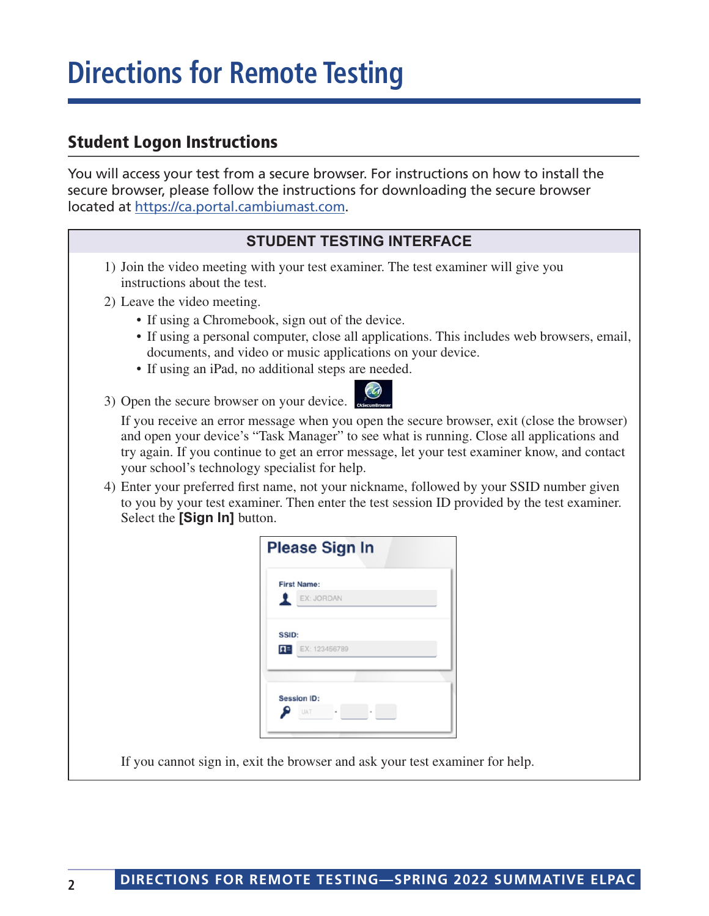# Directions for Remote Testing

## Student Logon Instructions

You will access your test from a secure browser. For instructions on how to install the secure browser, please follow the instructions for downloading the secure browser located at https://ca.portal.cambiumast.com.

### STUDENT TESTING INTERFACE

1) Join the video meeting with your test examiner. The test examiner will give you instructions about the test.
2) Leave the video meeting.
   - If using a Chromebook, sign out of the device.
   - If using a personal computer, close all applications. This includes web browsers, email, documents, and video or music applications on your device.
   - If using an iPad, no additional steps are needed.
3) Open the secure browser on your device.

   If you receive an error message when you open the secure browser, exit (close the browser) and open your device's "Task Manager" to see what is running. Close all applications and try again. If you continue to get an error message, let your test examiner know, and contact your school's technology specialist for help.
4) Enter your preferred first name, not your nickname, followed by your SSID number given to you by your test examiner. Then enter the test session ID provided by the test examiner. Select the **[Sign In]** button.

   If you cannot sign in, exit the browser and ask your test examiner for help.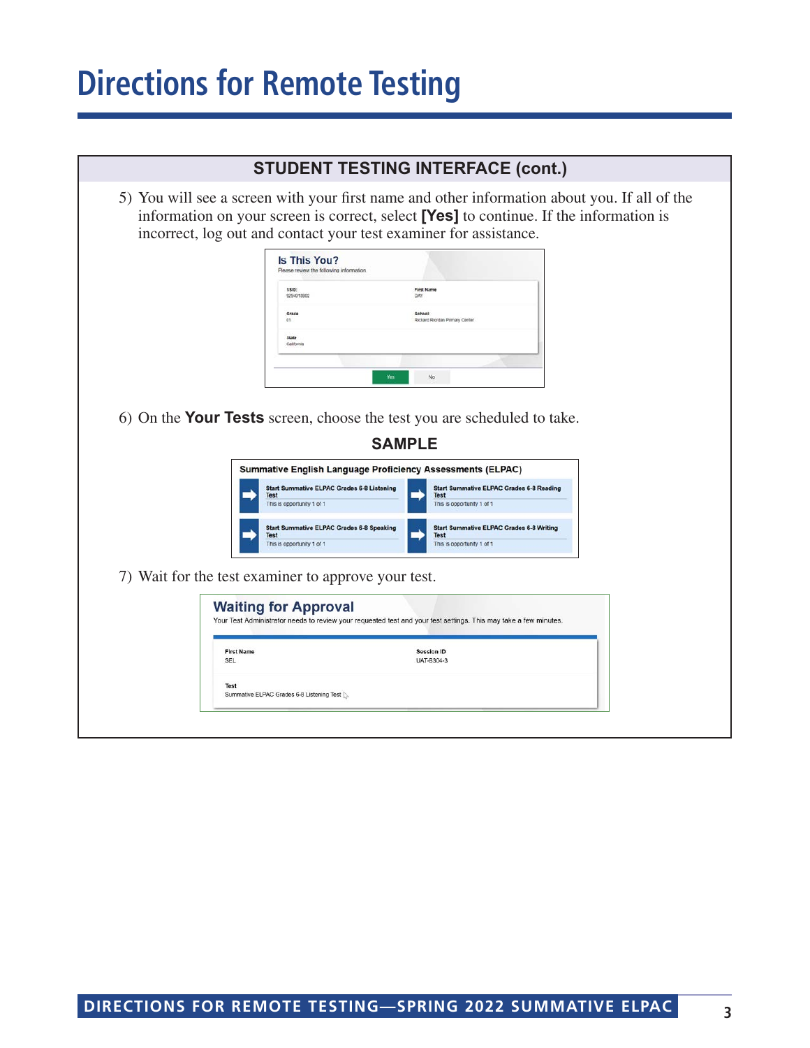# Directions for Remote Testing

## STUDENT TESTING INTERFACE (cont.)

5) You will see a screen with your first name and other information about you. If all of the information on your screen is correct, select **[Yes]** to continue. If the information is incorrect, log out and contact your test examiner for assistance.

6) On the **Your Tests** screen, choose the test you are scheduled to take.

**SAMPLE**

7) Wait for the test examiner to approve your test.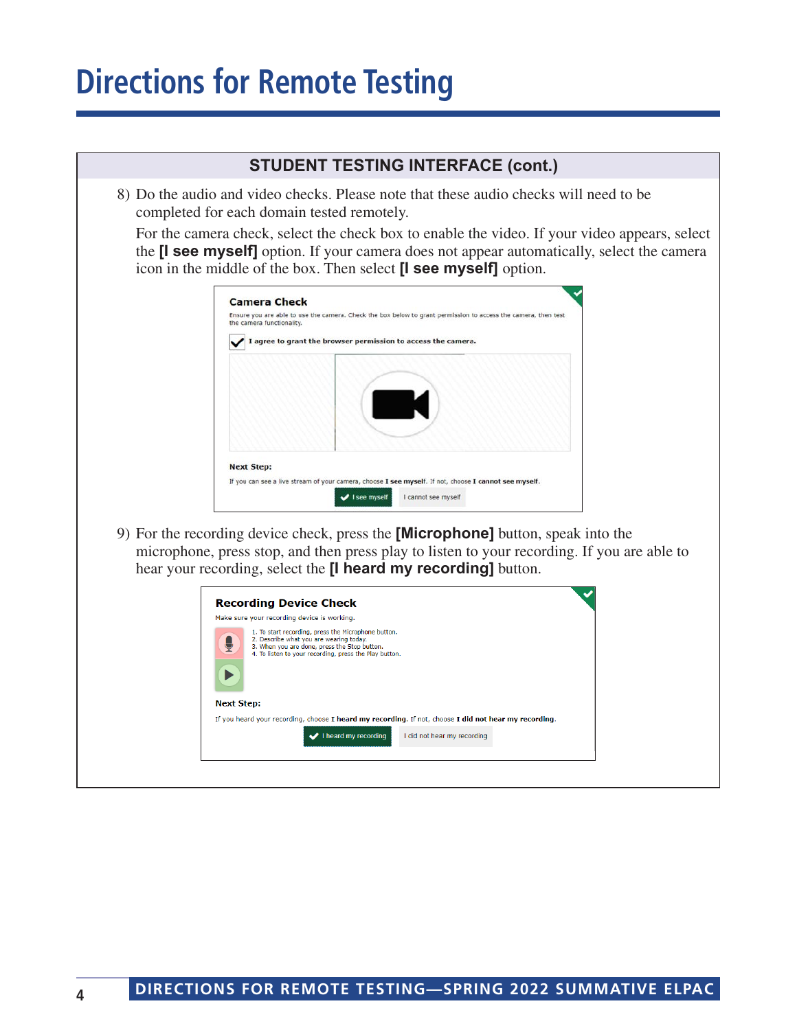# Directions for Remote Testing

**STUDENT TESTING INTERFACE (cont.)**

8) Do the audio and video checks. Please note that these audio checks will need to be completed for each domain tested remotely.

   For the camera check, select the check box to enable the video. If your video appears, select the **[I see myself]** option. If your camera does not appear automatically, select the camera icon in the middle of the box. Then select **[I see myself]** option.

   **Camera Check**

   Ensure you are able to use the camera. Check the box below to grant permission to access the camera, then test the camera functionality.

   I agree to grant the browser permission to access the camera.

   **Next Step:**

   If you can see a live stream of your camera, choose **I see myself**. If not, choose **I cannot see myself**.

   I see myself | I cannot see myself

9) For the recording device check, press the **[Microphone]** button, speak into the microphone, press stop, and then press play to listen to your recording. If you are able to hear your recording, select the **[I heard my recording]** button.

   **Recording Device Check**

   Make sure your recording device is working.

   1. To start recording, press the Microphone button.
   2. Describe what you are wearing today.
   3. When you are done, press the Stop button.
   4. To listen to your recording, press the Play button.

   **Next Step:**

   If you heard your recording, choose **I heard my recording**. If not, choose **I did not hear my recording**.

   I heard my recording | I did not hear my recording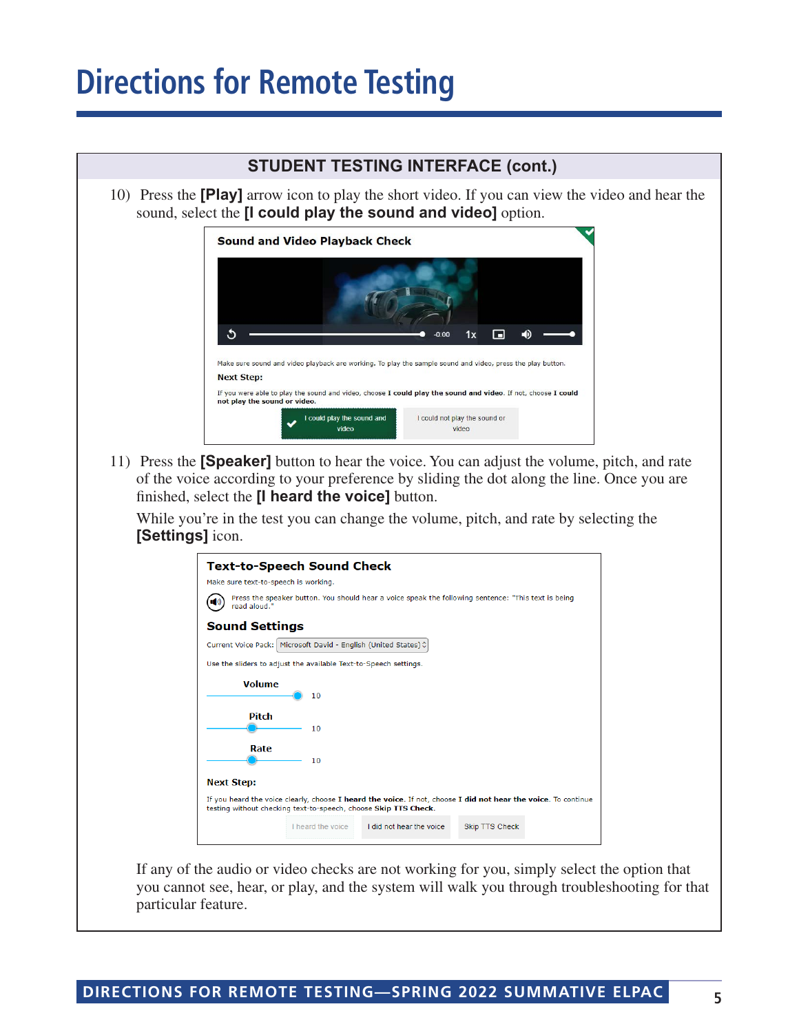# Directions for Remote Testing

## STUDENT TESTING INTERFACE (cont.)

10) Press the **[Play]** arrow icon to play the short video. If you can view the video and hear the sound, select the **[I could play the sound and video]** option.

**Sound and Video Playback Check**

Make sure sound and video playback are working. To play the sample sound and video, press the play button.

**Next Step:**

If you were able to play the sound and video, choose **I could play the sound and video**. If not, choose **I could not play the sound or video.**

I could play the sound and video | I could not play the sound or video

11) Press the **[Speaker]** button to hear the voice. You can adjust the volume, pitch, and rate of the voice according to your preference by sliding the dot along the line. Once you are finished, select the **[I heard the voice]** button.

While you're in the test you can change the volume, pitch, and rate by selecting the **[Settings]** icon.

**Text-to-Speech Sound Check**

Make sure text-to-speech is working.

Press the speaker button. You should hear a voice speak the following sentence: "This text is being read aloud."

**Sound Settings**

Current Voice Pack: Microsoft David - English (United States)

Use the sliders to adjust the available Text-to-Speech settings.

Volume 10

Pitch 10

Rate 10

**Next Step:**

If you heard the voice clearly, choose **I heard the voice**. If not, choose **I did not hear the voice**. To continue testing without checking text-to-speech, choose **Skip TTS Check.**

I heard the voice | I did not hear the voice | Skip TTS Check

If any of the audio or video checks are not working for you, simply select the option that you cannot see, hear, or play, and the system will walk you through troubleshooting for that particular feature.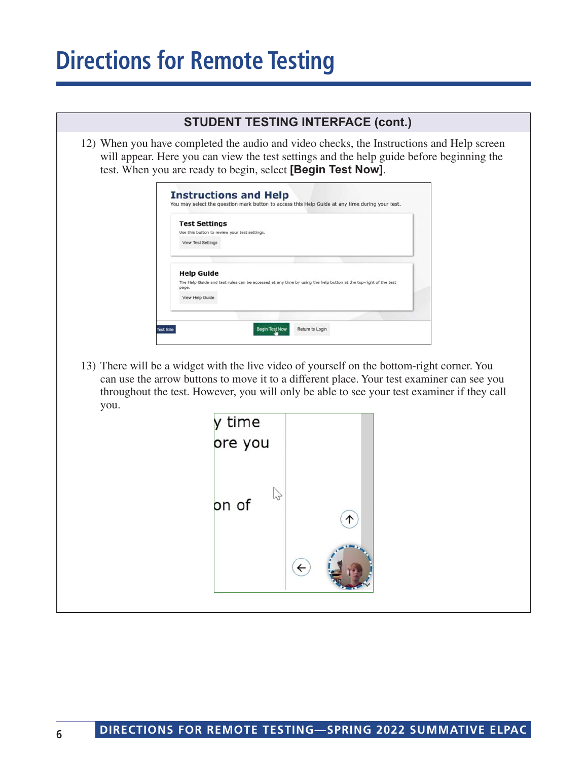# Directions for Remote Testing

## STUDENT TESTING INTERFACE (cont.)

12) When you have completed the audio and video checks, the Instructions and Help screen will appear. Here you can view the test settings and the help guide before beginning the test. When you are ready to begin, select **[Begin Test Now]**.

13) There will be a widget with the live video of yourself on the bottom-right corner. You can use the arrow buttons to move it to a different place. Your test examiner can see you throughout the test. However, you will only be able to see your test examiner if they call you.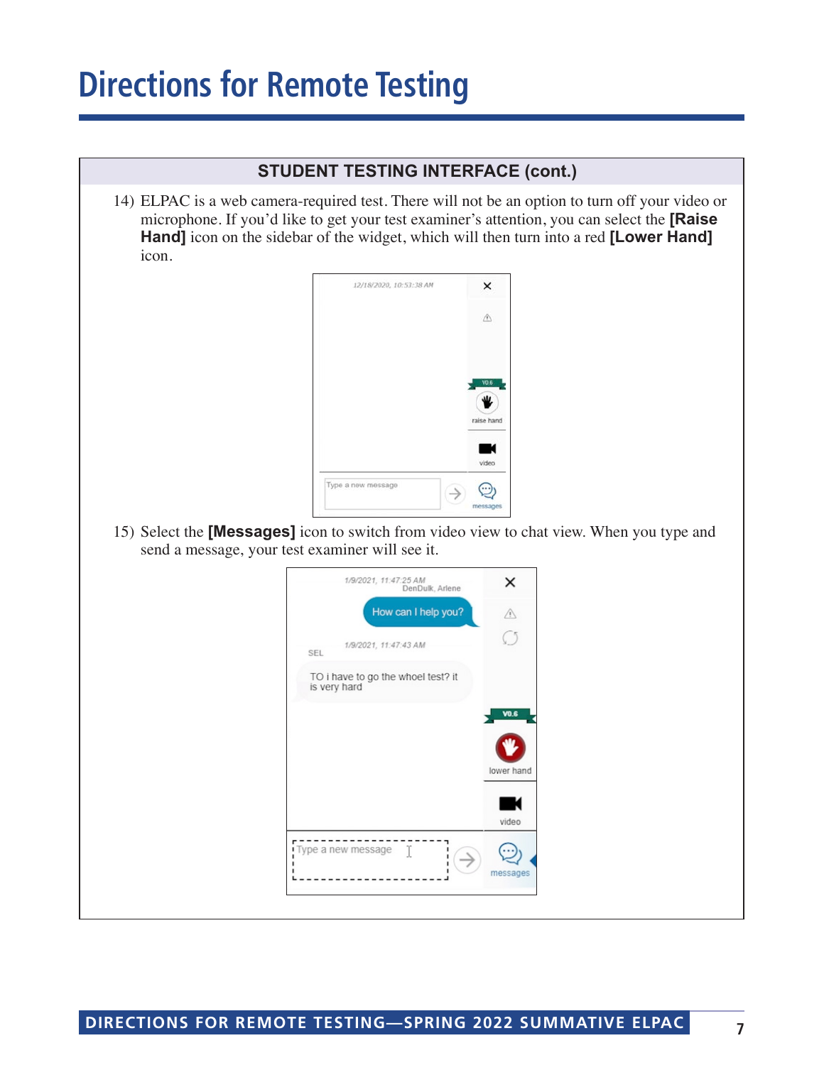# Directions for Remote Testing

## STUDENT TESTING INTERFACE (cont.)

14) ELPAC is a web camera-required test. There will not be an option to turn off your video or microphone. If you'd like to get your test examiner's attention, you can select the **[Raise Hand]** icon on the sidebar of the widget, which will then turn into a red **[Lower Hand]** icon.

15) Select the **[Messages]** icon to switch from video view to chat view. When you type and send a message, your test examiner will see it.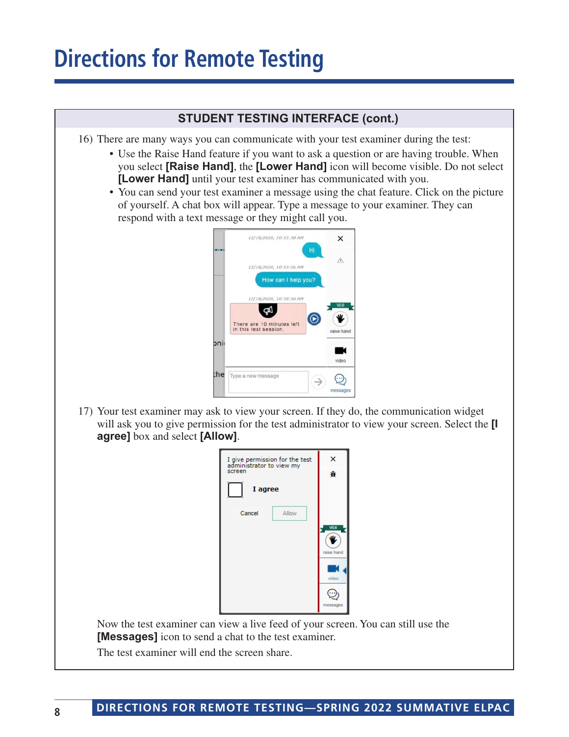# Directions for Remote Testing

**STUDENT TESTING INTERFACE (cont.)**

16) There are many ways you can communicate with your test examiner during the test:
   - Use the Raise Hand feature if you want to ask a question or are having trouble. When you select **[Raise Hand]**, the **[Lower Hand]** icon will become visible. Do not select **[Lower Hand]** until your test examiner has communicated with you.
   - You can send your test examiner a message using the chat feature. Click on the picture of yourself. A chat box will appear. Type a message to your examiner. They can respond with a text message or they might call you.

17) Your test examiner may ask to view your screen. If they do, the communication widget will ask you to give permission for the test administrator to view your screen. Select the **[I agree]** box and select **[Allow]**.

Now the test examiner can view a live feed of your screen. You can still use the **[Messages]** icon to send a chat to the test examiner.

The test examiner will end the screen share.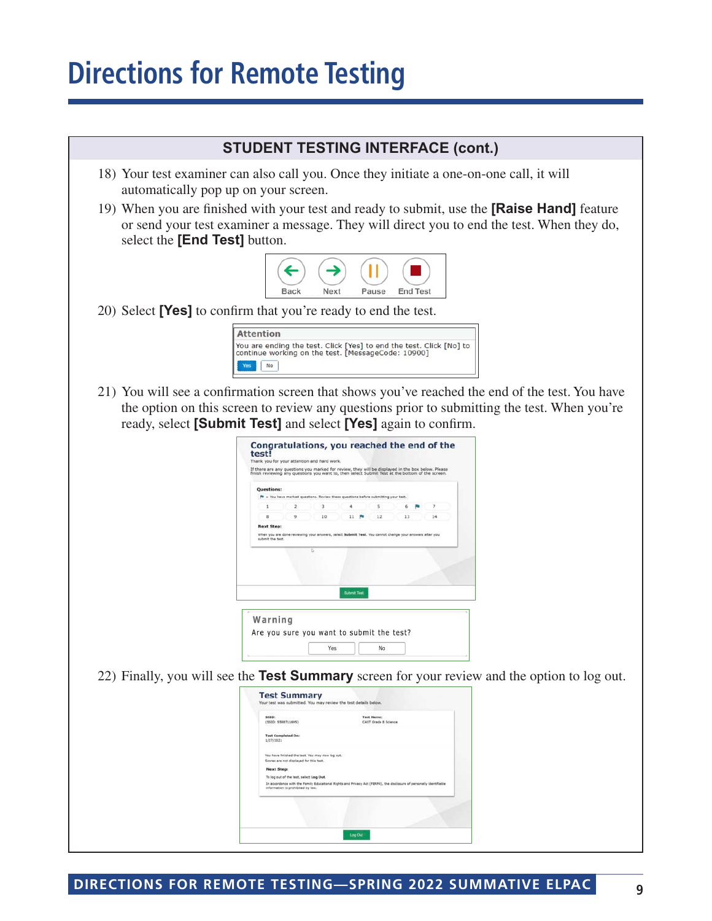# Directions for Remote Testing

**STUDENT TESTING INTERFACE (cont.)**

18) Your test examiner can also call you. Once they initiate a one-on-one call, it will automatically pop up on your screen.

19) When you are finished with your test and ready to submit, use the **[Raise Hand]** feature or send your test examiner a message. They will direct you to end the test. When they do, select the **[End Test]** button.

Back Next Pause End Test

20) Select **[Yes]** to confirm that you're ready to end the test.

Attention

You are ending the test. Click [Yes] to end the test. Click [No] to continue working on the test. [MessageCode: 10900]

Yes No

21) You will see a confirmation screen that shows you've reached the end of the test. You have the option on this screen to review any questions prior to submitting the test. When you're ready, select **[Submit Test]** and select **[Yes]** again to confirm.

Congratulations, you reached the end of the test!

Warning

Are you sure you want to submit the test?

Yes No

22) Finally, you will see the **Test Summary** screen for your review and the option to log out.

Test Summary

Your test was submitted. You may review the test details below.